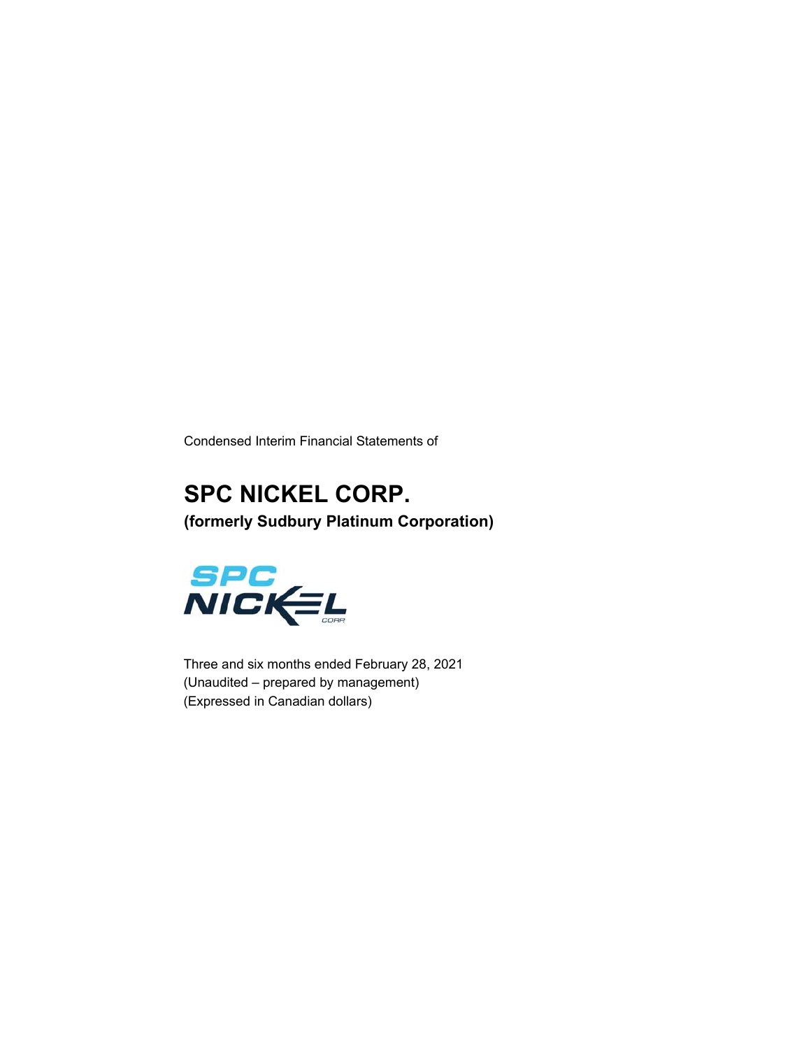Condensed Interim Financial Statements of

# SPC NICKEL CORP.

## (formerly Sudbury Platinum Corporation)

Three and six months ended February 28, 2021
(Unaudited – prepared by management)
(Expressed in Canadian dollars)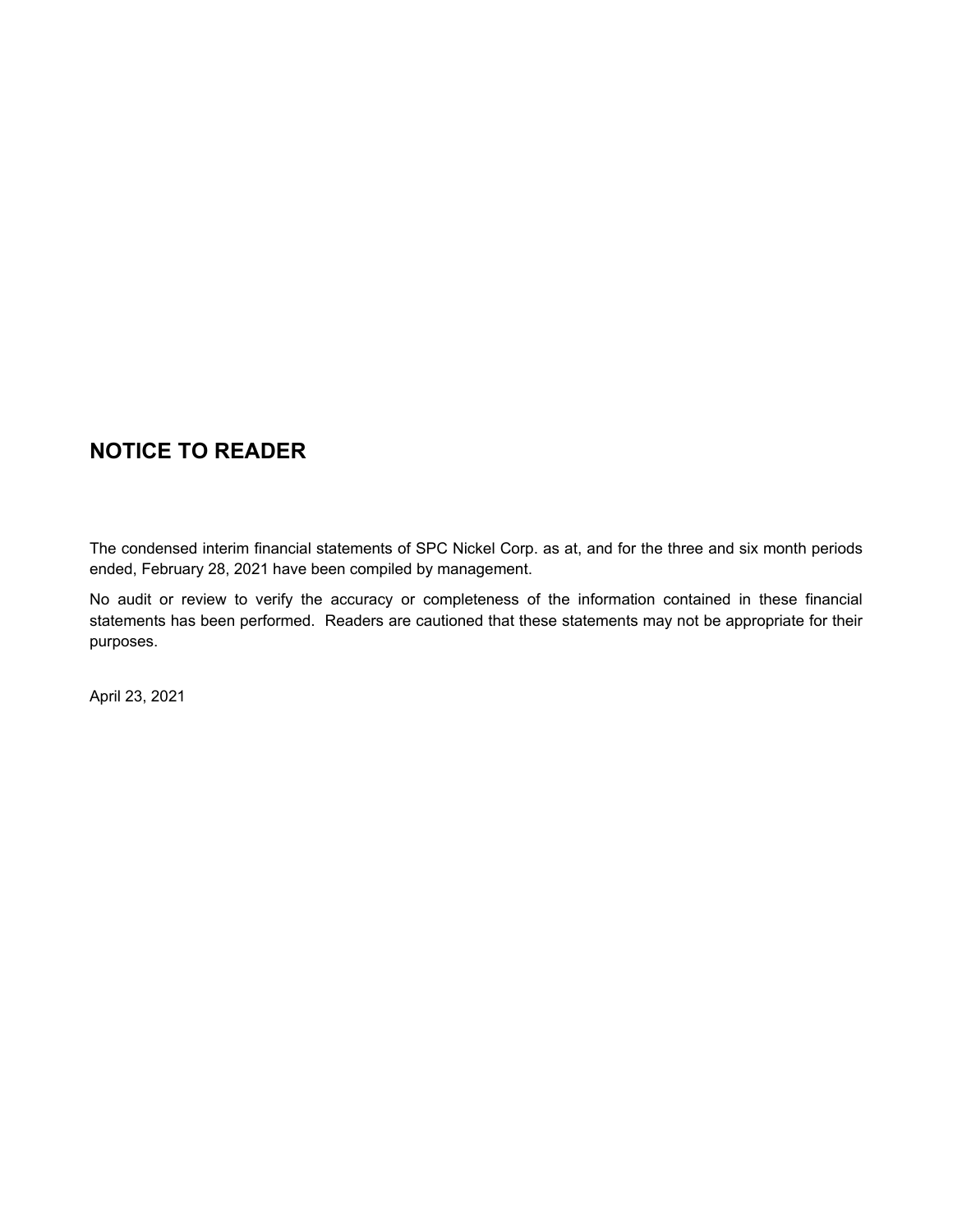## NOTICE TO READER

The condensed interim financial statements of SPC Nickel Corp. as at, and for the three and six month periods ended, February 28, 2021 have been compiled by management.

No audit or review to verify the accuracy or completeness of the information contained in these financial statements has been performed. Readers are cautioned that these statements may not be appropriate for their purposes.

April 23, 2021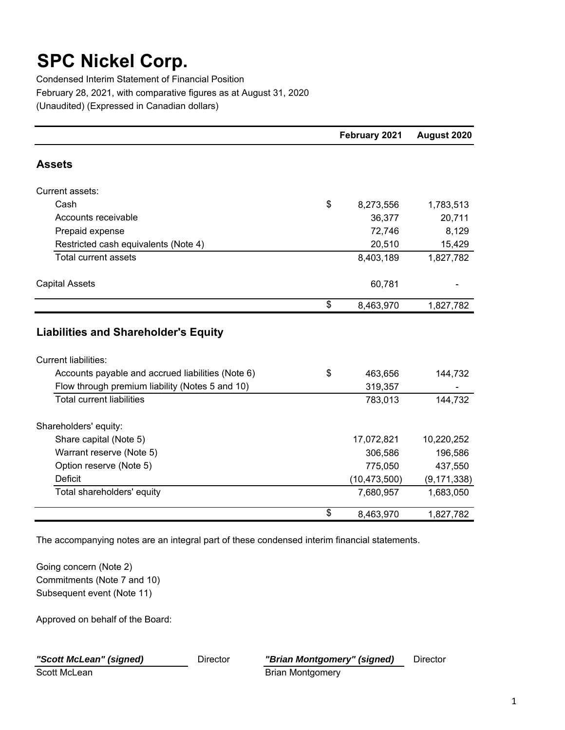# SPC Nickel Corp.

Condensed Interim Statement of Financial Position

February 28, 2021, with comparative figures as at August 31, 2020

(Unaudited) (Expressed in Canadian dollars)

| | | February 2021 | August 2020 |
|---|---|---|---|
| **Assets** | | | |
| Current assets: | | | |
| Cash | $ | 8,273,556 | 1,783,513 |
| Accounts receivable | | 36,377 | 20,711 |
| Prepaid expense | | 72,746 | 8,129 |
| Restricted cash equivalents (Note 4) | | 20,510 | 15,429 |
| Total current assets | | 8,403,189 | 1,827,782 |
| Capital Assets | | 60,781 | - |
| | $ | 8,463,970 | 1,827,782 |
| **Liabilities and Shareholder's Equity** | | | |
| Current liabilities: | | | |
| Accounts payable and accrued liabilities (Note 6) | $ | 463,656 | 144,732 |
| Flow through premium liability (Notes 5 and 10) | | 319,357 | - |
| Total current liabilities | | 783,013 | 144,732 |
| Shareholders' equity: | | | |
| Share capital (Note 5) | | 17,072,821 | 10,220,252 |
| Warrant reserve (Note 5) | | 306,586 | 196,586 |
| Option reserve (Note 5) | | 775,050 | 437,550 |
| Deficit | | (10,473,500) | (9,171,338) |
| Total shareholders' equity | | 7,680,957 | 1,683,050 |
| | $ | 8,463,970 | 1,827,782 |

The accompanying notes are an integral part of these condensed interim financial statements.

Going concern (Note 2)
Commitments (Note 7 and 10)
Subsequent event (Note 11)

Approved on behalf of the Board:

***"Scott McLean" (signed)*** Director
Scott McLean

***"Brian Montgomery" (signed)*** Director
Brian Montgomery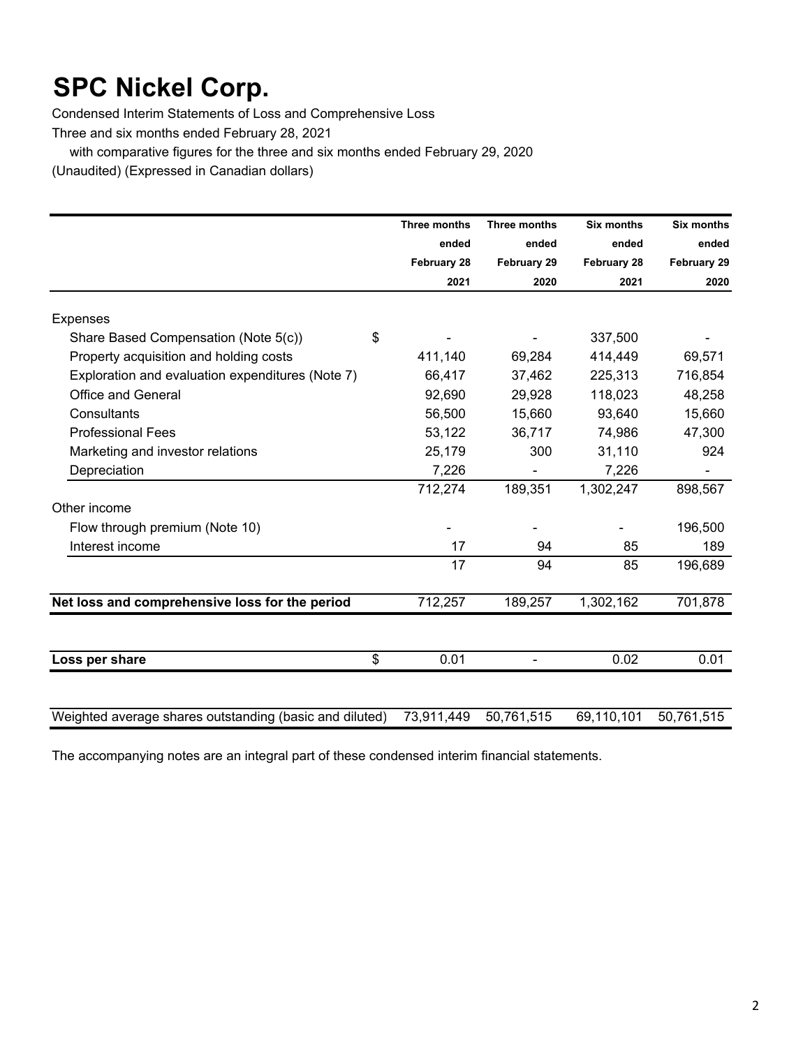# SPC Nickel Corp.

Condensed Interim Statements of Loss and Comprehensive Loss
Three and six months ended February 28, 2021
with comparative figures for the three and six months ended February 29, 2020
(Unaudited) (Expressed in Canadian dollars)

| | | Three months ended February 28 2021 | Three months ended February 29 2020 | Six months ended February 28 2021 | Six months ended February 29 2020 |
|---|---|---|---|---|---|
| Expenses | | | | | |
| Share Based Compensation (Note 5(c)) | $ | - | - | 337,500 | - |
| Property acquisition and holding costs | | 411,140 | 69,284 | 414,449 | 69,571 |
| Exploration and evaluation expenditures (Note 7) | | 66,417 | 37,462 | 225,313 | 716,854 |
| Office and General | | 92,690 | 29,928 | 118,023 | 48,258 |
| Consultants | | 56,500 | 15,660 | 93,640 | 15,660 |
| Professional Fees | | 53,122 | 36,717 | 74,986 | 47,300 |
| Marketing and investor relations | | 25,179 | 300 | 31,110 | 924 |
| Depreciation | | 7,226 | - | 7,226 | - |
| | | 712,274 | 189,351 | 1,302,247 | 898,567 |
| Other income | | | | | |
| Flow through premium (Note 10) | | - | - | - | 196,500 |
| Interest income | | 17 | 94 | 85 | 189 |
| | | 17 | 94 | 85 | 196,689 |
| **Net loss and comprehensive loss for the period** | | 712,257 | 189,257 | 1,302,162 | 701,878 |
| **Loss per share** | $ | 0.01 | - | 0.02 | 0.01 |
| Weighted average shares outstanding (basic and diluted) | | 73,911,449 | 50,761,515 | 69,110,101 | 50,761,515 |

The accompanying notes are an integral part of these condensed interim financial statements.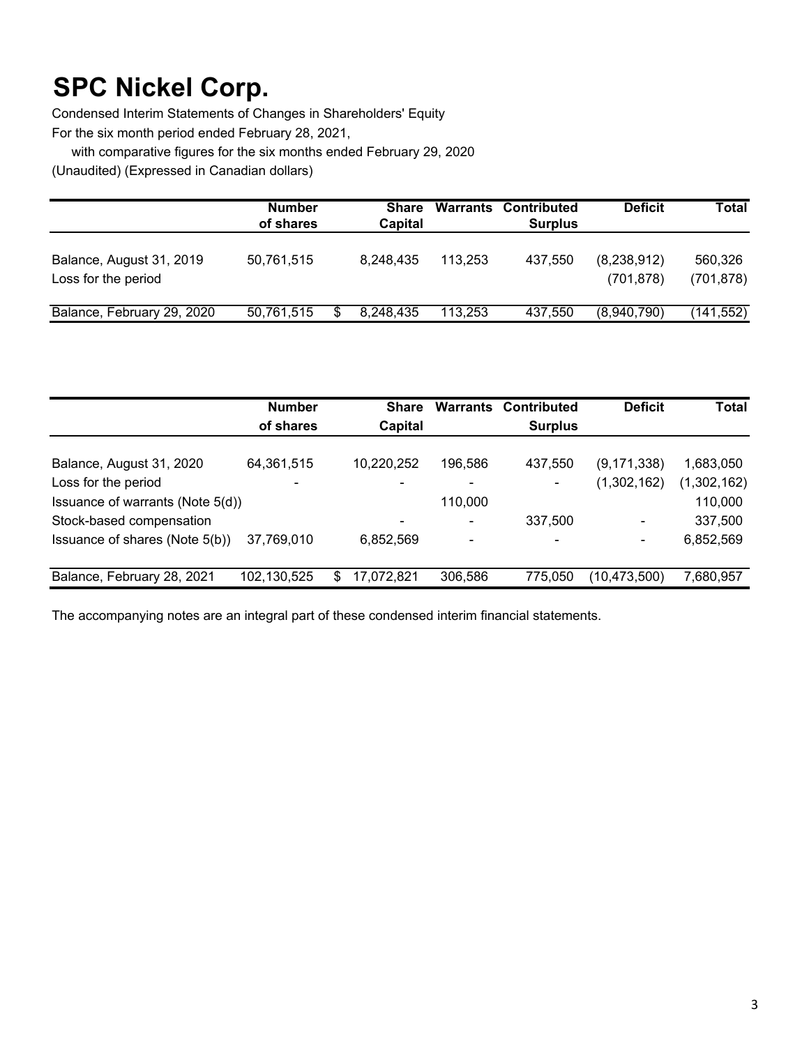# SPC Nickel Corp.

Condensed Interim Statements of Changes in Shareholders' Equity

For the six month period ended February 28, 2021,

with comparative figures for the six months ended February 29, 2020

(Unaudited) (Expressed in Canadian dollars)

| | Number of shares | Share Capital | Warrants | Contributed Surplus | Deficit | Total |
|---|---|---|---|---|---|---|
| Balance, August 31, 2019 | 50,761,515 | 8,248,435 | 113,253 | 437,550 | (8,238,912) | 560,326 |
| Loss for the period | | | | | (701,878) | (701,878) |
| Balance, February 29, 2020 | 50,761,515 | $ 8,248,435 | 113,253 | 437,550 | (8,940,790) | (141,552) |

| | Number of shares | Share Capital | Warrants | Contributed Surplus | Deficit | Total |
|---|---|---|---|---|---|---|
| Balance, August 31, 2020 | 64,361,515 | 10,220,252 | 196,586 | 437,550 | (9,171,338) | 1,683,050 |
| Loss for the period | - | - | - | - | (1,302,162) | (1,302,162) |
| Issuance of warrants (Note 5(d)) | | | 110,000 | | | 110,000 |
| Stock-based compensation | | - | - | 337,500 | - | 337,500 |
| Issuance of shares (Note 5(b)) | 37,769,010 | 6,852,569 | - | - | - | 6,852,569 |
| Balance, February 28, 2021 | 102,130,525 | $ 17,072,821 | 306,586 | 775,050 | (10,473,500) | 7,680,957 |

The accompanying notes are an integral part of these condensed interim financial statements.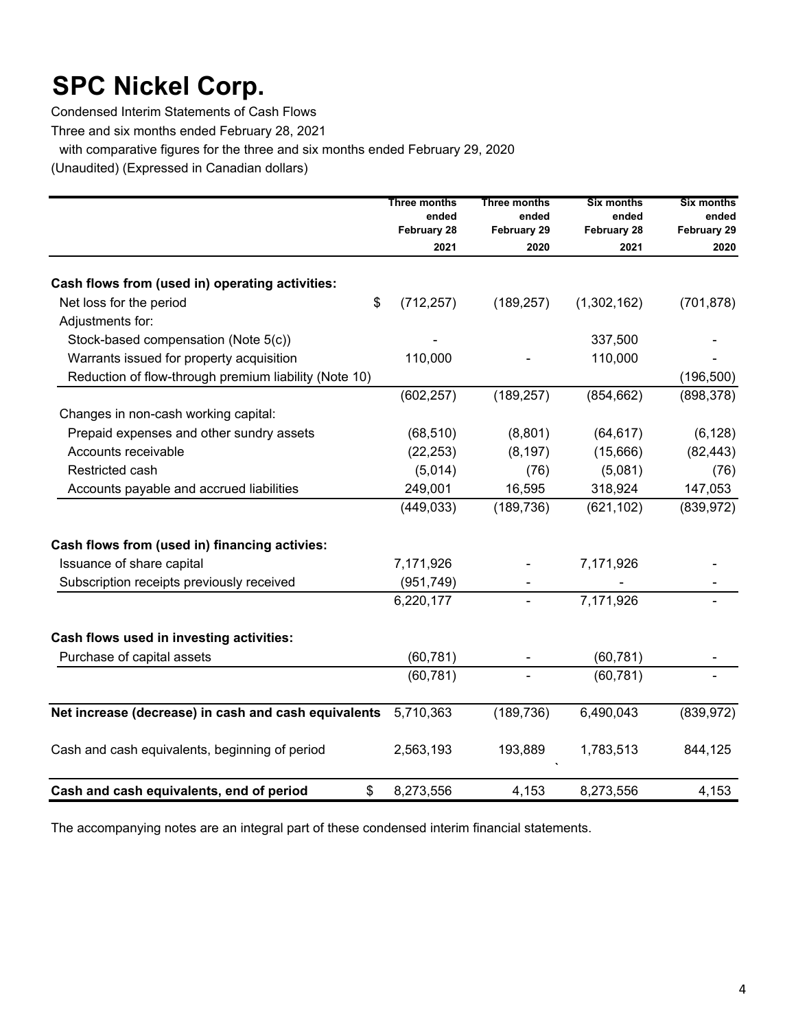# SPC Nickel Corp.

Condensed Interim Statements of Cash Flows

Three and six months ended February 28, 2021

with comparative figures for the three and six months ended February 29, 2020

(Unaudited) (Expressed in Canadian dollars)

| | Three months ended February 28 2021 | Three months ended February 29 2020 | Six months ended February 28 2021 | Six months ended February 29 2020 |
|---|---|---|---|---|
| **Cash flows from (used in) operating activities:** | | | | |
| Net loss for the period | $ (712,257) | (189,257) | (1,302,162) | (701,878) |
| Adjustments for: | | | | |
| Stock-based compensation (Note 5(c)) | - | | 337,500 | - |
| Warrants issued for property acquisition | 110,000 | - | 110,000 | - |
| Reduction of flow-through premium liability (Note 10) | | | | (196,500) |
| | (602,257) | (189,257) | (854,662) | (898,378) |
| Changes in non-cash working capital: | | | | |
| Prepaid expenses and other sundry assets | (68,510) | (8,801) | (64,617) | (6,128) |
| Accounts receivable | (22,253) | (8,197) | (15,666) | (82,443) |
| Restricted cash | (5,014) | (76) | (5,081) | (76) |
| Accounts payable and accrued liabilities | 249,001 | 16,595 | 318,924 | 147,053 |
| | (449,033) | (189,736) | (621,102) | (839,972) |
| **Cash flows from (used in) financing activies:** | | | | |
| Issuance of share capital | 7,171,926 | - | 7,171,926 | - |
| Subscription receipts previously received | (951,749) | - | - | - |
| | 6,220,177 | - | 7,171,926 | - |
| **Cash flows used in investing activities:** | | | | |
| Purchase of capital assets | (60,781) | - | (60,781) | - |
| | (60,781) | - | (60,781) | - |
| **Net increase (decrease) in cash and cash equivalents** | 5,710,363 | (189,736) | 6,490,043 | (839,972) |
| Cash and cash equivalents, beginning of period | 2,563,193 | 193,889 | 1,783,513 | 844,125 |
| **Cash and cash equivalents, end of period** | $ 8,273,556 | 4,153 | 8,273,556 | 4,153 |

The accompanying notes are an integral part of these condensed interim financial statements.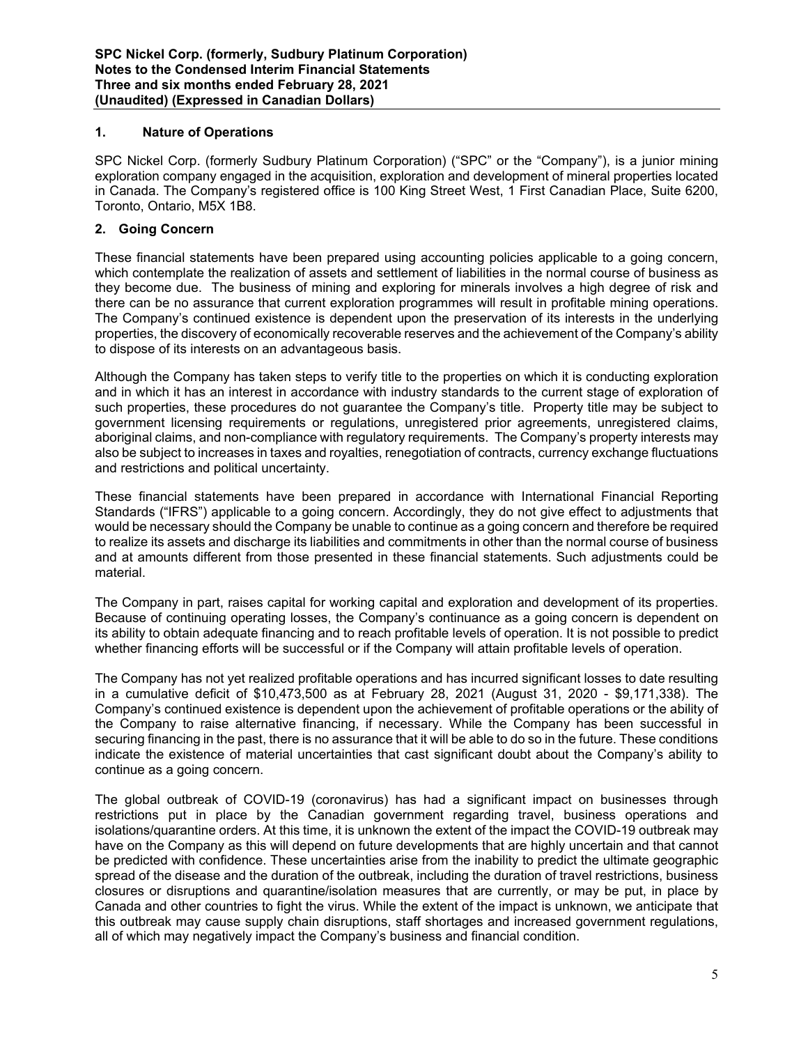## 1. Nature of Operations

SPC Nickel Corp. (formerly Sudbury Platinum Corporation) ("SPC" or the "Company"), is a junior mining exploration company engaged in the acquisition, exploration and development of mineral properties located in Canada. The Company's registered office is 100 King Street West, 1 First Canadian Place, Suite 6200, Toronto, Ontario, M5X 1B8.

## 2. Going Concern

These financial statements have been prepared using accounting policies applicable to a going concern, which contemplate the realization of assets and settlement of liabilities in the normal course of business as they become due. The business of mining and exploring for minerals involves a high degree of risk and there can be no assurance that current exploration programmes will result in profitable mining operations. The Company's continued existence is dependent upon the preservation of its interests in the underlying properties, the discovery of economically recoverable reserves and the achievement of the Company's ability to dispose of its interests on an advantageous basis.

Although the Company has taken steps to verify title to the properties on which it is conducting exploration and in which it has an interest in accordance with industry standards to the current stage of exploration of such properties, these procedures do not guarantee the Company's title. Property title may be subject to government licensing requirements or regulations, unregistered prior agreements, unregistered claims, aboriginal claims, and non-compliance with regulatory requirements. The Company's property interests may also be subject to increases in taxes and royalties, renegotiation of contracts, currency exchange fluctuations and restrictions and political uncertainty.

These financial statements have been prepared in accordance with International Financial Reporting Standards ("IFRS") applicable to a going concern. Accordingly, they do not give effect to adjustments that would be necessary should the Company be unable to continue as a going concern and therefore be required to realize its assets and discharge its liabilities and commitments in other than the normal course of business and at amounts different from those presented in these financial statements. Such adjustments could be material.

The Company in part, raises capital for working capital and exploration and development of its properties. Because of continuing operating losses, the Company's continuance as a going concern is dependent on its ability to obtain adequate financing and to reach profitable levels of operation. It is not possible to predict whether financing efforts will be successful or if the Company will attain profitable levels of operation.

The Company has not yet realized profitable operations and has incurred significant losses to date resulting in a cumulative deficit of $10,473,500 as at February 28, 2021 (August 31, 2020 - $9,171,338). The Company's continued existence is dependent upon the achievement of profitable operations or the ability of the Company to raise alternative financing, if necessary. While the Company has been successful in securing financing in the past, there is no assurance that it will be able to do so in the future. These conditions indicate the existence of material uncertainties that cast significant doubt about the Company's ability to continue as a going concern.

The global outbreak of COVID-19 (coronavirus) has had a significant impact on businesses through restrictions put in place by the Canadian government regarding travel, business operations and isolations/quarantine orders. At this time, it is unknown the extent of the impact the COVID-19 outbreak may have on the Company as this will depend on future developments that are highly uncertain and that cannot be predicted with confidence. These uncertainties arise from the inability to predict the ultimate geographic spread of the disease and the duration of the outbreak, including the duration of travel restrictions, business closures or disruptions and quarantine/isolation measures that are currently, or may be put, in place by Canada and other countries to fight the virus. While the extent of the impact is unknown, we anticipate that this outbreak may cause supply chain disruptions, staff shortages and increased government regulations, all of which may negatively impact the Company's business and financial condition.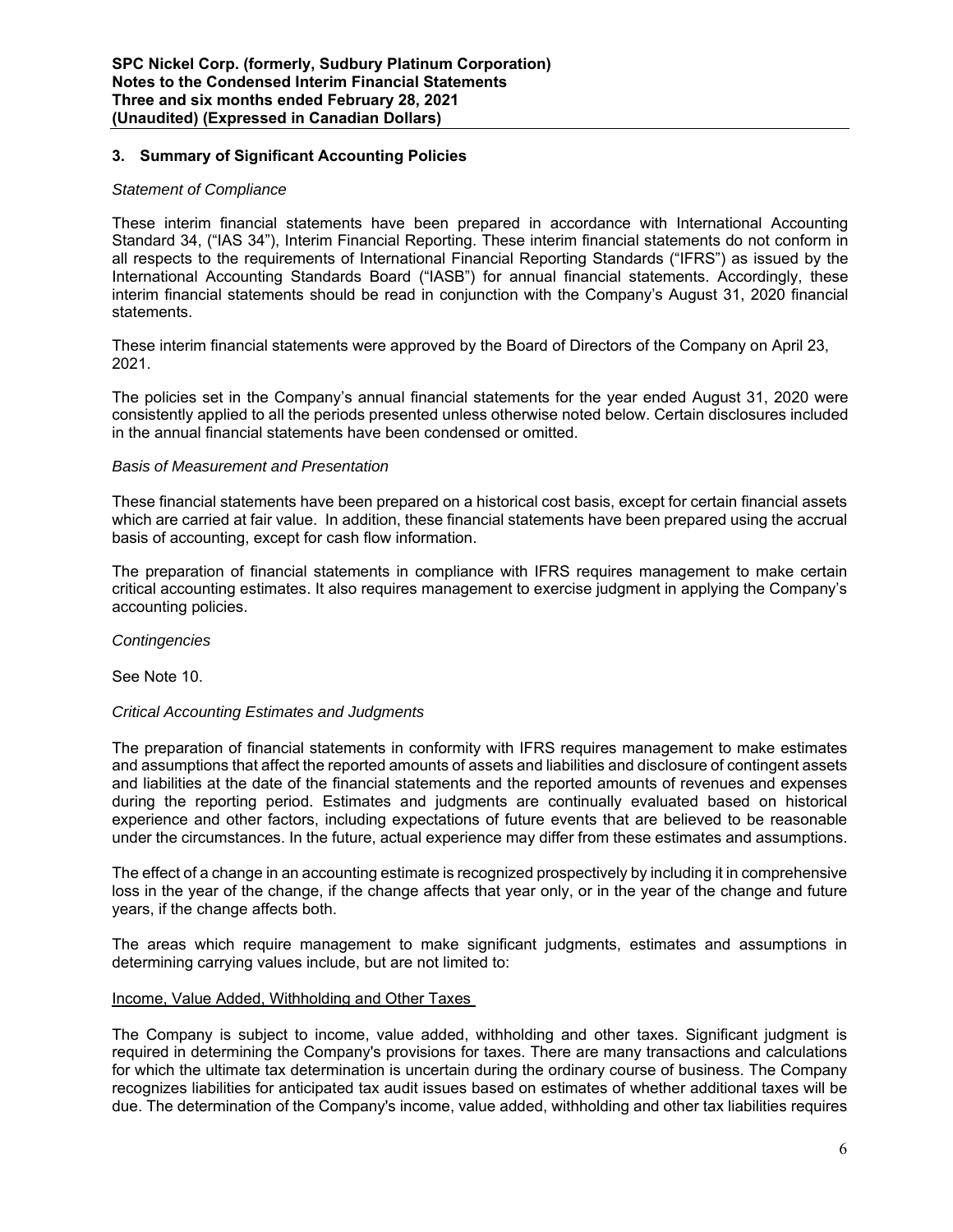## 3. Summary of Significant Accounting Policies

*Statement of Compliance*

These interim financial statements have been prepared in accordance with International Accounting Standard 34, ("IAS 34"), Interim Financial Reporting. These interim financial statements do not conform in all respects to the requirements of International Financial Reporting Standards ("IFRS") as issued by the International Accounting Standards Board ("IASB") for annual financial statements. Accordingly, these interim financial statements should be read in conjunction with the Company's August 31, 2020 financial statements.

These interim financial statements were approved by the Board of Directors of the Company on April 23, 2021.

The policies set in the Company's annual financial statements for the year ended August 31, 2020 were consistently applied to all the periods presented unless otherwise noted below. Certain disclosures included in the annual financial statements have been condensed or omitted.

*Basis of Measurement and Presentation*

These financial statements have been prepared on a historical cost basis, except for certain financial assets which are carried at fair value. In addition, these financial statements have been prepared using the accrual basis of accounting, except for cash flow information.

The preparation of financial statements in compliance with IFRS requires management to make certain critical accounting estimates. It also requires management to exercise judgment in applying the Company's accounting policies.

*Contingencies*

See Note 10.

*Critical Accounting Estimates and Judgments*

The preparation of financial statements in conformity with IFRS requires management to make estimates and assumptions that affect the reported amounts of assets and liabilities and disclosure of contingent assets and liabilities at the date of the financial statements and the reported amounts of revenues and expenses during the reporting period. Estimates and judgments are continually evaluated based on historical experience and other factors, including expectations of future events that are believed to be reasonable under the circumstances. In the future, actual experience may differ from these estimates and assumptions.

The effect of a change in an accounting estimate is recognized prospectively by including it in comprehensive loss in the year of the change, if the change affects that year only, or in the year of the change and future years, if the change affects both.

The areas which require management to make significant judgments, estimates and assumptions in determining carrying values include, but are not limited to:

<u>Income, Value Added, Withholding and Other Taxes</u>

The Company is subject to income, value added, withholding and other taxes. Significant judgment is required in determining the Company's provisions for taxes. There are many transactions and calculations for which the ultimate tax determination is uncertain during the ordinary course of business. The Company recognizes liabilities for anticipated tax audit issues based on estimates of whether additional taxes will be due. The determination of the Company's income, value added, withholding and other tax liabilities requires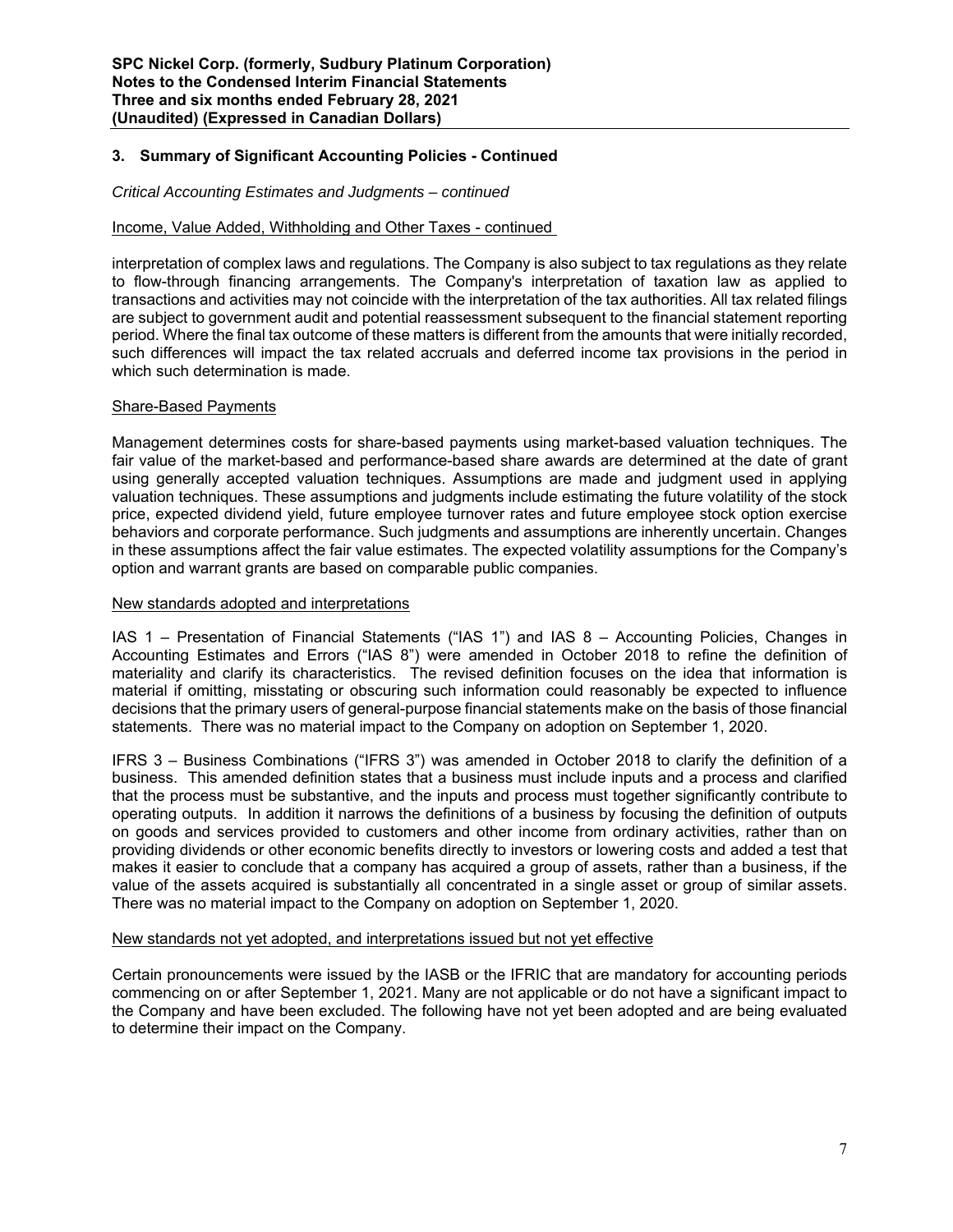## 3. Summary of Significant Accounting Policies - Continued

*Critical Accounting Estimates and Judgments – continued*

Income, Value Added, Withholding and Other Taxes - continued

interpretation of complex laws and regulations. The Company is also subject to tax regulations as they relate to flow-through financing arrangements. The Company's interpretation of taxation law as applied to transactions and activities may not coincide with the interpretation of the tax authorities. All tax related filings are subject to government audit and potential reassessment subsequent to the financial statement reporting period. Where the final tax outcome of these matters is different from the amounts that were initially recorded, such differences will impact the tax related accruals and deferred income tax provisions in the period in which such determination is made.

Share-Based Payments

Management determines costs for share-based payments using market-based valuation techniques. The fair value of the market-based and performance-based share awards are determined at the date of grant using generally accepted valuation techniques. Assumptions are made and judgment used in applying valuation techniques. These assumptions and judgments include estimating the future volatility of the stock price, expected dividend yield, future employee turnover rates and future employee stock option exercise behaviors and corporate performance. Such judgments and assumptions are inherently uncertain. Changes in these assumptions affect the fair value estimates. The expected volatility assumptions for the Company's option and warrant grants are based on comparable public companies.

New standards adopted and interpretations

IAS 1 – Presentation of Financial Statements ("IAS 1") and IAS 8 – Accounting Policies, Changes in Accounting Estimates and Errors ("IAS 8") were amended in October 2018 to refine the definition of materiality and clarify its characteristics. The revised definition focuses on the idea that information is material if omitting, misstating or obscuring such information could reasonably be expected to influence decisions that the primary users of general-purpose financial statements make on the basis of those financial statements. There was no material impact to the Company on adoption on September 1, 2020.

IFRS 3 – Business Combinations ("IFRS 3") was amended in October 2018 to clarify the definition of a business. This amended definition states that a business must include inputs and a process and clarified that the process must be substantive, and the inputs and process must together significantly contribute to operating outputs. In addition it narrows the definitions of a business by focusing the definition of outputs on goods and services provided to customers and other income from ordinary activities, rather than on providing dividends or other economic benefits directly to investors or lowering costs and added a test that makes it easier to conclude that a company has acquired a group of assets, rather than a business, if the value of the assets acquired is substantially all concentrated in a single asset or group of similar assets. There was no material impact to the Company on adoption on September 1, 2020.

New standards not yet adopted, and interpretations issued but not yet effective

Certain pronouncements were issued by the IASB or the IFRIC that are mandatory for accounting periods commencing on or after September 1, 2021. Many are not applicable or do not have a significant impact to the Company and have been excluded. The following have not yet been adopted and are being evaluated to determine their impact on the Company.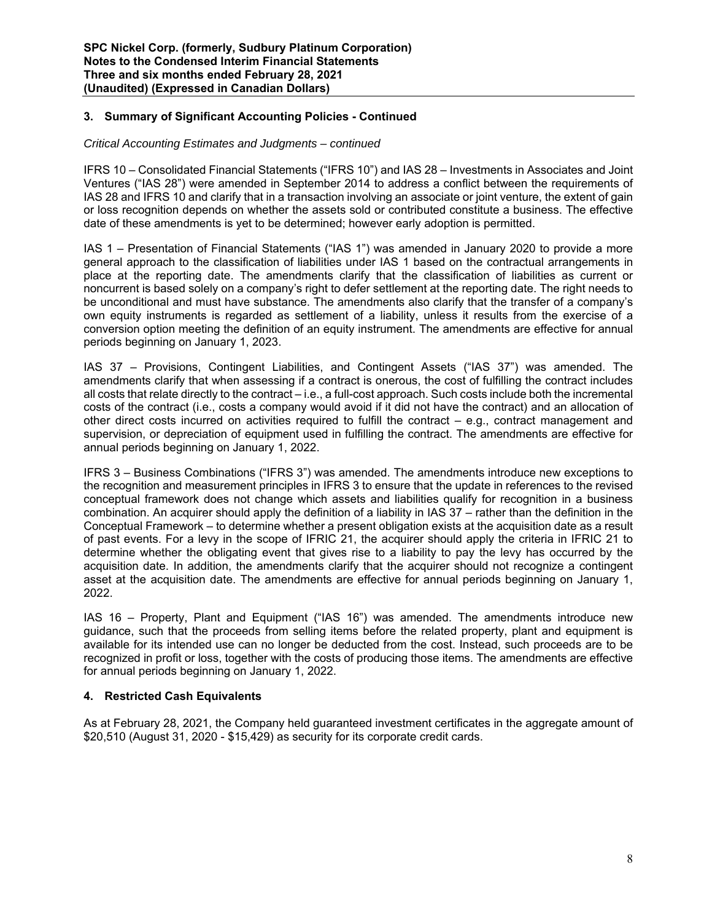## 3. Summary of Significant Accounting Policies - Continued

*Critical Accounting Estimates and Judgments – continued*

IFRS 10 – Consolidated Financial Statements ("IFRS 10") and IAS 28 – Investments in Associates and Joint Ventures ("IAS 28") were amended in September 2014 to address a conflict between the requirements of IAS 28 and IFRS 10 and clarify that in a transaction involving an associate or joint venture, the extent of gain or loss recognition depends on whether the assets sold or contributed constitute a business. The effective date of these amendments is yet to be determined; however early adoption is permitted.

IAS 1 – Presentation of Financial Statements ("IAS 1") was amended in January 2020 to provide a more general approach to the classification of liabilities under IAS 1 based on the contractual arrangements in place at the reporting date. The amendments clarify that the classification of liabilities as current or noncurrent is based solely on a company's right to defer settlement at the reporting date. The right needs to be unconditional and must have substance. The amendments also clarify that the transfer of a company's own equity instruments is regarded as settlement of a liability, unless it results from the exercise of a conversion option meeting the definition of an equity instrument. The amendments are effective for annual periods beginning on January 1, 2023.

IAS 37 – Provisions, Contingent Liabilities, and Contingent Assets ("IAS 37") was amended. The amendments clarify that when assessing if a contract is onerous, the cost of fulfilling the contract includes all costs that relate directly to the contract – i.e., a full-cost approach. Such costs include both the incremental costs of the contract (i.e., costs a company would avoid if it did not have the contract) and an allocation of other direct costs incurred on activities required to fulfill the contract – e.g., contract management and supervision, or depreciation of equipment used in fulfilling the contract. The amendments are effective for annual periods beginning on January 1, 2022.

IFRS 3 – Business Combinations ("IFRS 3") was amended. The amendments introduce new exceptions to the recognition and measurement principles in IFRS 3 to ensure that the update in references to the revised conceptual framework does not change which assets and liabilities qualify for recognition in a business combination. An acquirer should apply the definition of a liability in IAS 37 – rather than the definition in the Conceptual Framework – to determine whether a present obligation exists at the acquisition date as a result of past events. For a levy in the scope of IFRIC 21, the acquirer should apply the criteria in IFRIC 21 to determine whether the obligating event that gives rise to a liability to pay the levy has occurred by the acquisition date. In addition, the amendments clarify that the acquirer should not recognize a contingent asset at the acquisition date. The amendments are effective for annual periods beginning on January 1, 2022.

IAS 16 – Property, Plant and Equipment ("IAS 16") was amended. The amendments introduce new guidance, such that the proceeds from selling items before the related property, plant and equipment is available for its intended use can no longer be deducted from the cost. Instead, such proceeds are to be recognized in profit or loss, together with the costs of producing those items. The amendments are effective for annual periods beginning on January 1, 2022.

## 4. Restricted Cash Equivalents

As at February 28, 2021, the Company held guaranteed investment certificates in the aggregate amount of $20,510 (August 31, 2020 - $15,429) as security for its corporate credit cards.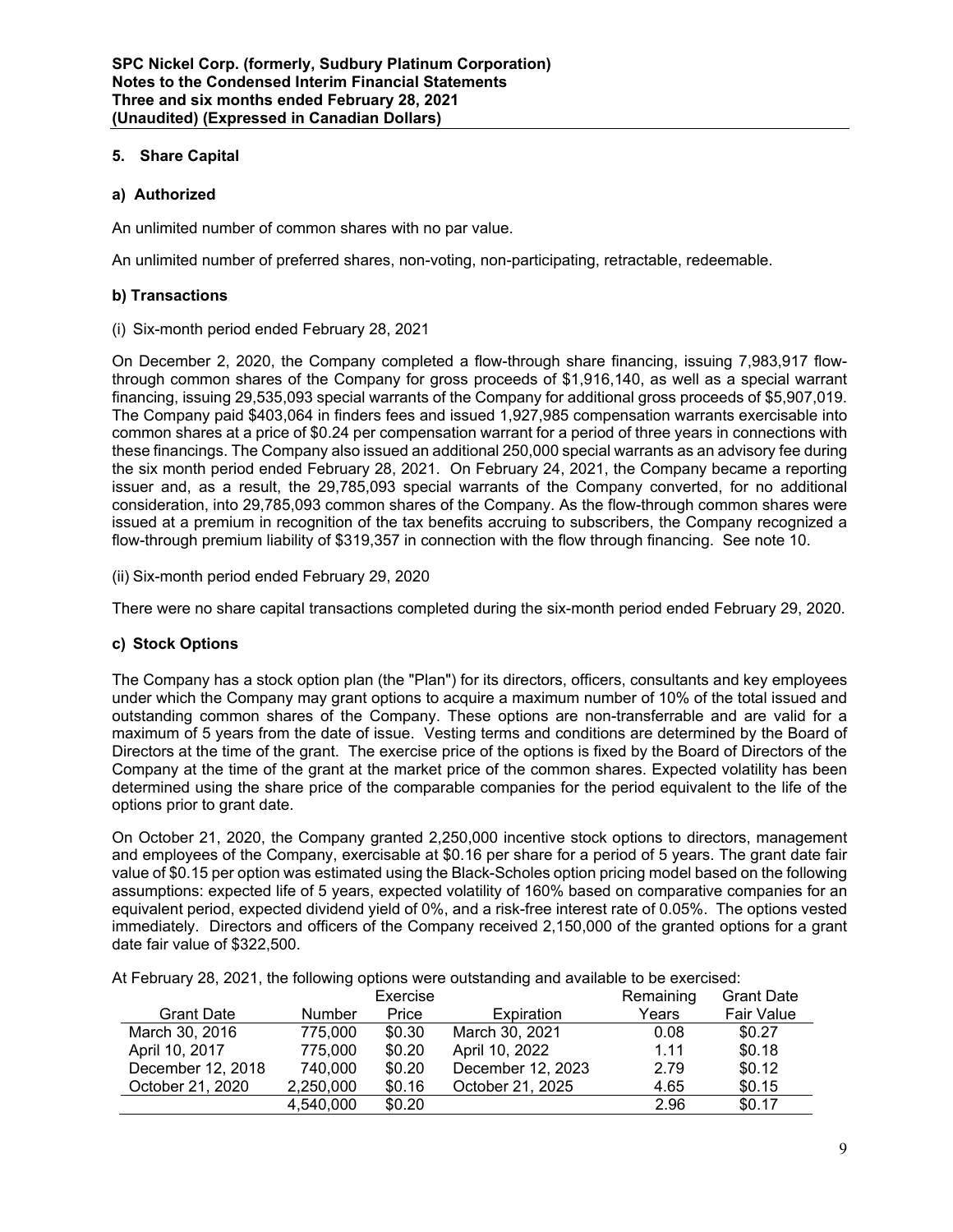## 5. Share Capital

### a) Authorized

An unlimited number of common shares with no par value.

An unlimited number of preferred shares, non-voting, non-participating, retractable, redeemable.

### b) Transactions

(i) Six-month period ended February 28, 2021

On December 2, 2020, the Company completed a flow-through share financing, issuing 7,983,917 flow-through common shares of the Company for gross proceeds of $1,916,140, as well as a special warrant financing, issuing 29,535,093 special warrants of the Company for additional gross proceeds of $5,907,019. The Company paid $403,064 in finders fees and issued 1,927,985 compensation warrants exercisable into common shares at a price of $0.24 per compensation warrant for a period of three years in connections with these financings. The Company also issued an additional 250,000 special warrants as an advisory fee during the six month period ended February 28, 2021. On February 24, 2021, the Company became a reporting issuer and, as a result, the 29,785,093 special warrants of the Company converted, for no additional consideration, into 29,785,093 common shares of the Company. As the flow-through common shares were issued at a premium in recognition of the tax benefits accruing to subscribers, the Company recognized a flow-through premium liability of $319,357 in connection with the flow through financing. See note 10.

(ii) Six-month period ended February 29, 2020

There were no share capital transactions completed during the six-month period ended February 29, 2020.

### c) Stock Options

The Company has a stock option plan (the "Plan") for its directors, officers, consultants and key employees under which the Company may grant options to acquire a maximum number of 10% of the total issued and outstanding common shares of the Company. These options are non-transferrable and are valid for a maximum of 5 years from the date of issue. Vesting terms and conditions are determined by the Board of Directors at the time of the grant. The exercise price of the options is fixed by the Board of Directors of the Company at the time of the grant at the market price of the common shares. Expected volatility has been determined using the share price of the comparable companies for the period equivalent to the life of the options prior to grant date.

On October 21, 2020, the Company granted 2,250,000 incentive stock options to directors, management and employees of the Company, exercisable at $0.16 per share for a period of 5 years. The grant date fair value of $0.15 per option was estimated using the Black-Scholes option pricing model based on the following assumptions: expected life of 5 years, expected volatility of 160% based on comparative companies for an equivalent period, expected dividend yield of 0%, and a risk-free interest rate of 0.05%. The options vested immediately. Directors and officers of the Company received 2,150,000 of the granted options for a grant date fair value of $322,500.

At February 28, 2021, the following options were outstanding and available to be exercised:

| Grant Date | Number | Exercise Price | Expiration | Remaining Years | Grant Date Fair Value |
|---|---|---|---|---|---|
| March 30, 2016 | 775,000 | $0.30 | March 30, 2021 | 0.08 | $0.27 |
| April 10, 2017 | 775,000 | $0.20 | April 10, 2022 | 1.11 | $0.18 |
| December 12, 2018 | 740,000 | $0.20 | December 12, 2023 | 2.79 | $0.12 |
| October 21, 2020 | 2,250,000 | $0.16 | October 21, 2025 | 4.65 | $0.15 |
| | 4,540,000 | $0.20 | | 2.96 | $0.17 |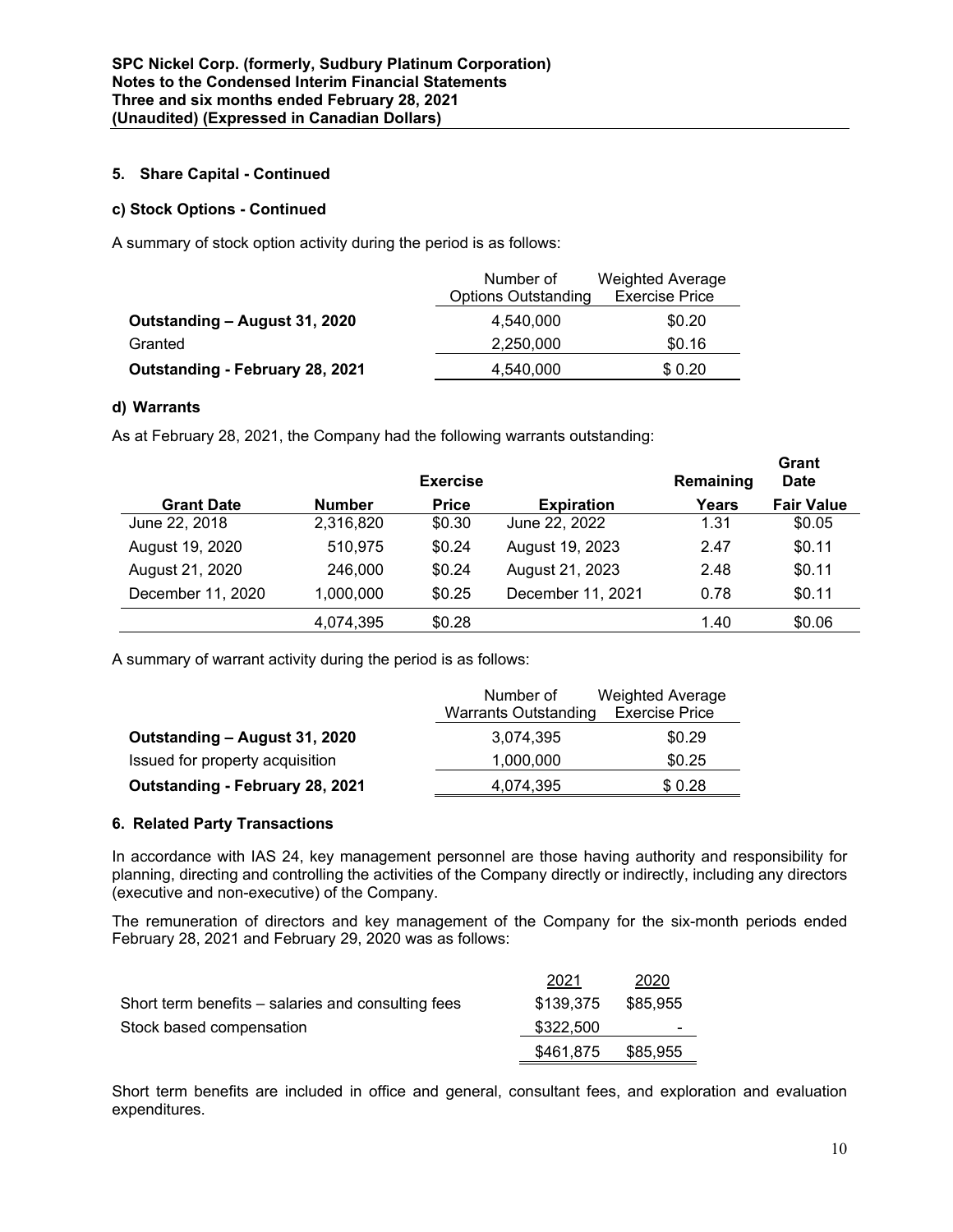### 5. Share Capital - Continued

#### c) Stock Options - Continued

A summary of stock option activity during the period is as follows:

| | Number of Options Outstanding | Weighted Average Exercise Price |
|---|---|---|
| **Outstanding – August 31, 2020** | 4,540,000 | $0.20 |
| Granted | 2,250,000 | $0.16 |
| **Outstanding - February 28, 2021** | 4,540,000 | $ 0.20 |

#### d) Warrants

As at February 28, 2021, the Company had the following warrants outstanding:

| Grant Date | Number | Exercise Price | Expiration | Remaining Years | Grant Date Fair Value |
|---|---|---|---|---|---|
| June 22, 2018 | 2,316,820 | $0.30 | June 22, 2022 | 1.31 | $0.05 |
| August 19, 2020 | 510,975 | $0.24 | August 19, 2023 | 2.47 | $0.11 |
| August 21, 2020 | 246,000 | $0.24 | August 21, 2023 | 2.48 | $0.11 |
| December 11, 2020 | 1,000,000 | $0.25 | December 11, 2021 | 0.78 | $0.11 |
| | 4,074,395 | $0.28 | | 1.40 | $0.06 |

A summary of warrant activity during the period is as follows:

| | Number of Warrants Outstanding | Weighted Average Exercise Price |
|---|---|---|
| **Outstanding – August 31, 2020** | 3,074,395 | $0.29 |
| Issued for property acquisition | 1,000,000 | $0.25 |
| **Outstanding - February 28, 2021** | 4,074,395 | $ 0.28 |

### 6. Related Party Transactions

In accordance with IAS 24, key management personnel are those having authority and responsibility for planning, directing and controlling the activities of the Company directly or indirectly, including any directors (executive and non-executive) of the Company.

The remuneration of directors and key management of the Company for the six-month periods ended February 28, 2021 and February 29, 2020 was as follows:

| | 2021 | 2020 |
|---|---|---|
| Short term benefits – salaries and consulting fees | $139,375 | $85,955 |
| Stock based compensation | $322,500 | - |
| | $461,875 | $85,955 |

Short term benefits are included in office and general, consultant fees, and exploration and evaluation expenditures.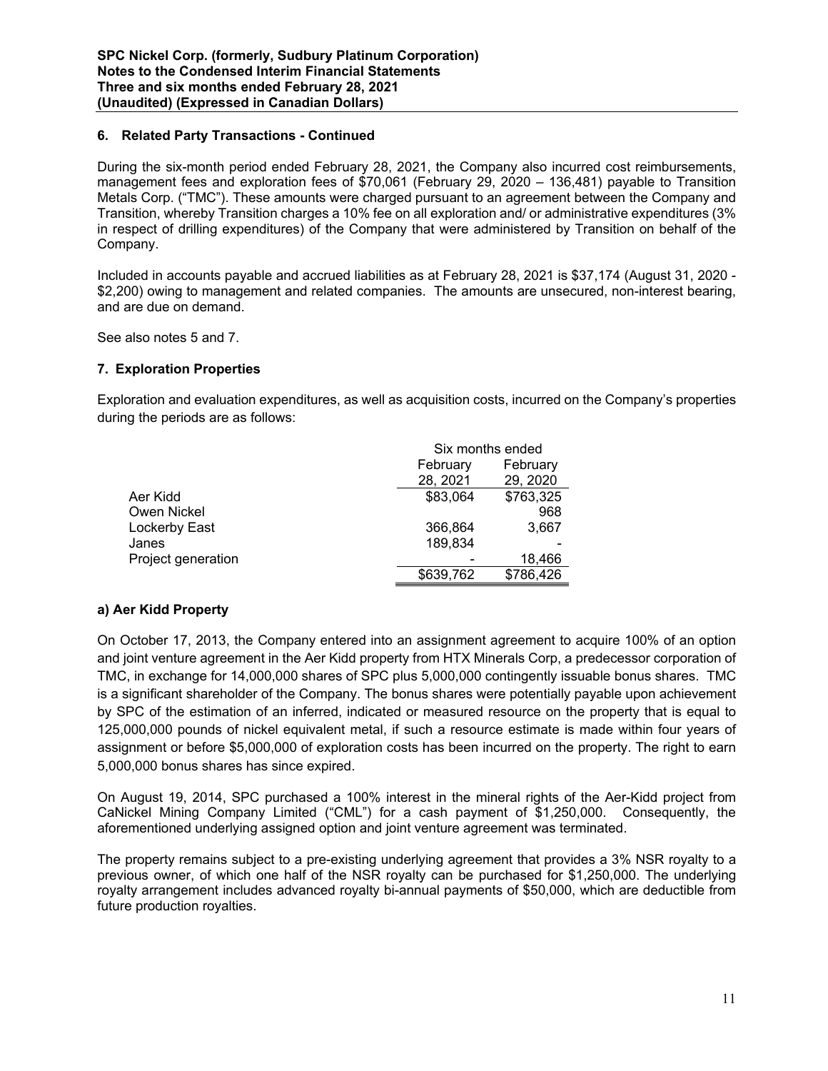## 6. Related Party Transactions - Continued

During the six-month period ended February 28, 2021, the Company also incurred cost reimbursements, management fees and exploration fees of $70,061 (February 29, 2020 – 136,481) payable to Transition Metals Corp. ("TMC"). These amounts were charged pursuant to an agreement between the Company and Transition, whereby Transition charges a 10% fee on all exploration and/ or administrative expenditures (3% in respect of drilling expenditures) of the Company that were administered by Transition on behalf of the Company.

Included in accounts payable and accrued liabilities as at February 28, 2021 is $37,174 (August 31, 2020 - $2,200) owing to management and related companies. The amounts are unsecured, non-interest bearing, and are due on demand.

See also notes 5 and 7.

## 7. Exploration Properties

Exploration and evaluation expenditures, as well as acquisition costs, incurred on the Company's properties during the periods are as follows:

| | Six months ended | |
|---|---|---|
| | February 28, 2021 | February 29, 2020 |
| Aer Kidd | $83,064 | $763,325 |
| Owen Nickel | | 968 |
| Lockerby East | 366,864 | 3,667 |
| Janes | 189,834 | - |
| Project generation | - | 18,466 |
| | $639,762 | $786,426 |

### a) Aer Kidd Property

On October 17, 2013, the Company entered into an assignment agreement to acquire 100% of an option and joint venture agreement in the Aer Kidd property from HTX Minerals Corp, a predecessor corporation of TMC, in exchange for 14,000,000 shares of SPC plus 5,000,000 contingently issuable bonus shares. TMC is a significant shareholder of the Company. The bonus shares were potentially payable upon achievement by SPC of the estimation of an inferred, indicated or measured resource on the property that is equal to 125,000,000 pounds of nickel equivalent metal, if such a resource estimate is made within four years of assignment or before $5,000,000 of exploration costs has been incurred on the property. The right to earn 5,000,000 bonus shares has since expired.

On August 19, 2014, SPC purchased a 100% interest in the mineral rights of the Aer-Kidd project from CaNickel Mining Company Limited ("CML") for a cash payment of $1,250,000. Consequently, the aforementioned underlying assigned option and joint venture agreement was terminated.

The property remains subject to a pre-existing underlying agreement that provides a 3% NSR royalty to a previous owner, of which one half of the NSR royalty can be purchased for $1,250,000. The underlying royalty arrangement includes advanced royalty bi-annual payments of $50,000, which are deductible from future production royalties.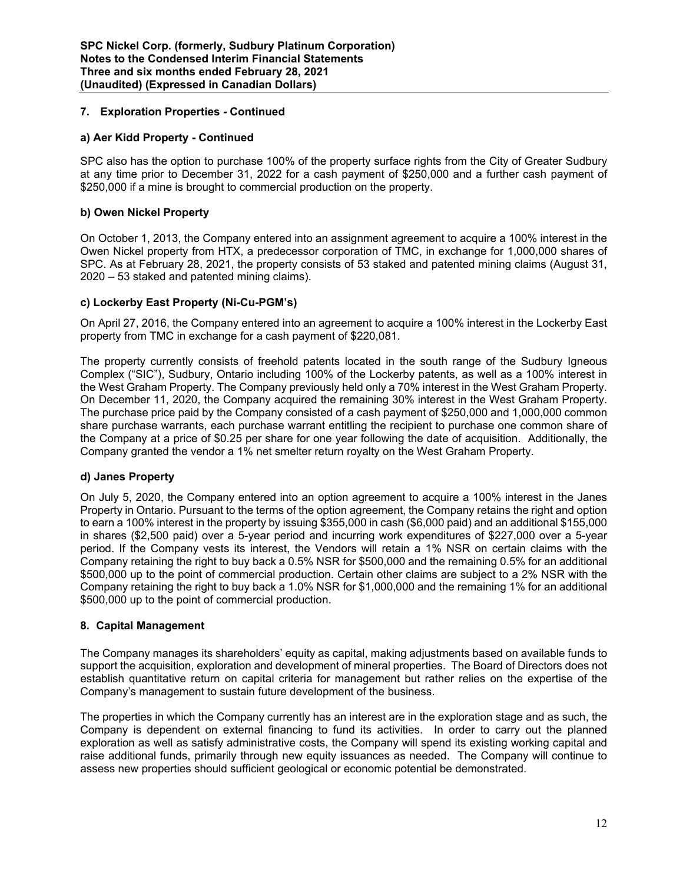## 7. Exploration Properties - Continued

### a) Aer Kidd Property - Continued

SPC also has the option to purchase 100% of the property surface rights from the City of Greater Sudbury at any time prior to December 31, 2022 for a cash payment of $250,000 and a further cash payment of $250,000 if a mine is brought to commercial production on the property.

### b) Owen Nickel Property

On October 1, 2013, the Company entered into an assignment agreement to acquire a 100% interest in the Owen Nickel property from HTX, a predecessor corporation of TMC, in exchange for 1,000,000 shares of SPC. As at February 28, 2021, the property consists of 53 staked and patented mining claims (August 31, 2020 – 53 staked and patented mining claims).

### c) Lockerby East Property (Ni-Cu-PGM's)

On April 27, 2016, the Company entered into an agreement to acquire a 100% interest in the Lockerby East property from TMC in exchange for a cash payment of $220,081.

The property currently consists of freehold patents located in the south range of the Sudbury Igneous Complex ("SIC"), Sudbury, Ontario including 100% of the Lockerby patents, as well as a 100% interest in the West Graham Property. The Company previously held only a 70% interest in the West Graham Property. On December 11, 2020, the Company acquired the remaining 30% interest in the West Graham Property. The purchase price paid by the Company consisted of a cash payment of $250,000 and 1,000,000 common share purchase warrants, each purchase warrant entitling the recipient to purchase one common share of the Company at a price of $0.25 per share for one year following the date of acquisition. Additionally, the Company granted the vendor a 1% net smelter return royalty on the West Graham Property.

### d) Janes Property

On July 5, 2020, the Company entered into an option agreement to acquire a 100% interest in the Janes Property in Ontario. Pursuant to the terms of the option agreement, the Company retains the right and option to earn a 100% interest in the property by issuing $355,000 in cash ($6,000 paid) and an additional $155,000 in shares ($2,500 paid) over a 5-year period and incurring work expenditures of $227,000 over a 5-year period. If the Company vests its interest, the Vendors will retain a 1% NSR on certain claims with the Company retaining the right to buy back a 0.5% NSR for $500,000 and the remaining 0.5% for an additional $500,000 up to the point of commercial production. Certain other claims are subject to a 2% NSR with the Company retaining the right to buy back a 1.0% NSR for $1,000,000 and the remaining 1% for an additional $500,000 up to the point of commercial production.

## 8. Capital Management

The Company manages its shareholders' equity as capital, making adjustments based on available funds to support the acquisition, exploration and development of mineral properties. The Board of Directors does not establish quantitative return on capital criteria for management but rather relies on the expertise of the Company's management to sustain future development of the business.

The properties in which the Company currently has an interest are in the exploration stage and as such, the Company is dependent on external financing to fund its activities. In order to carry out the planned exploration as well as satisfy administrative costs, the Company will spend its existing working capital and raise additional funds, primarily through new equity issuances as needed. The Company will continue to assess new properties should sufficient geological or economic potential be demonstrated.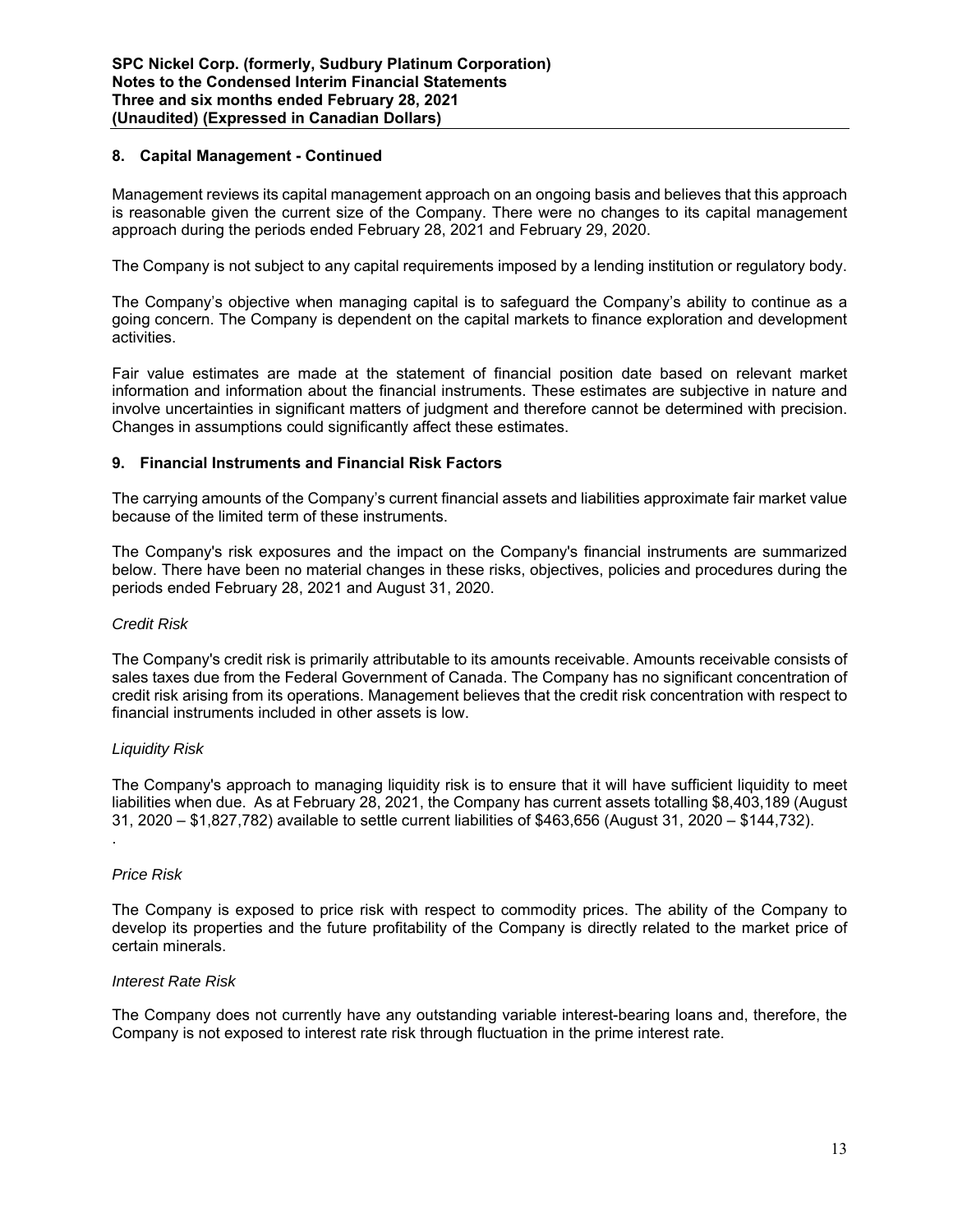## 8. Capital Management - Continued

Management reviews its capital management approach on an ongoing basis and believes that this approach is reasonable given the current size of the Company. There were no changes to its capital management approach during the periods ended February 28, 2021 and February 29, 2020.

The Company is not subject to any capital requirements imposed by a lending institution or regulatory body.

The Company's objective when managing capital is to safeguard the Company's ability to continue as a going concern. The Company is dependent on the capital markets to finance exploration and development activities.

Fair value estimates are made at the statement of financial position date based on relevant market information and information about the financial instruments. These estimates are subjective in nature and involve uncertainties in significant matters of judgment and therefore cannot be determined with precision. Changes in assumptions could significantly affect these estimates.

## 9. Financial Instruments and Financial Risk Factors

The carrying amounts of the Company's current financial assets and liabilities approximate fair market value because of the limited term of these instruments.

The Company's risk exposures and the impact on the Company's financial instruments are summarized below. There have been no material changes in these risks, objectives, policies and procedures during the periods ended February 28, 2021 and August 31, 2020.

*Credit Risk*

The Company's credit risk is primarily attributable to its amounts receivable. Amounts receivable consists of sales taxes due from the Federal Government of Canada. The Company has no significant concentration of credit risk arising from its operations. Management believes that the credit risk concentration with respect to financial instruments included in other assets is low.

*Liquidity Risk*

The Company's approach to managing liquidity risk is to ensure that it will have sufficient liquidity to meet liabilities when due. As at February 28, 2021, the Company has current assets totalling $8,403,189 (August 31, 2020 – $1,827,782) available to settle current liabilities of $463,656 (August 31, 2020 – $144,732).
.

*Price Risk*

The Company is exposed to price risk with respect to commodity prices. The ability of the Company to develop its properties and the future profitability of the Company is directly related to the market price of certain minerals.

*Interest Rate Risk*

The Company does not currently have any outstanding variable interest-bearing loans and, therefore, the Company is not exposed to interest rate risk through fluctuation in the prime interest rate.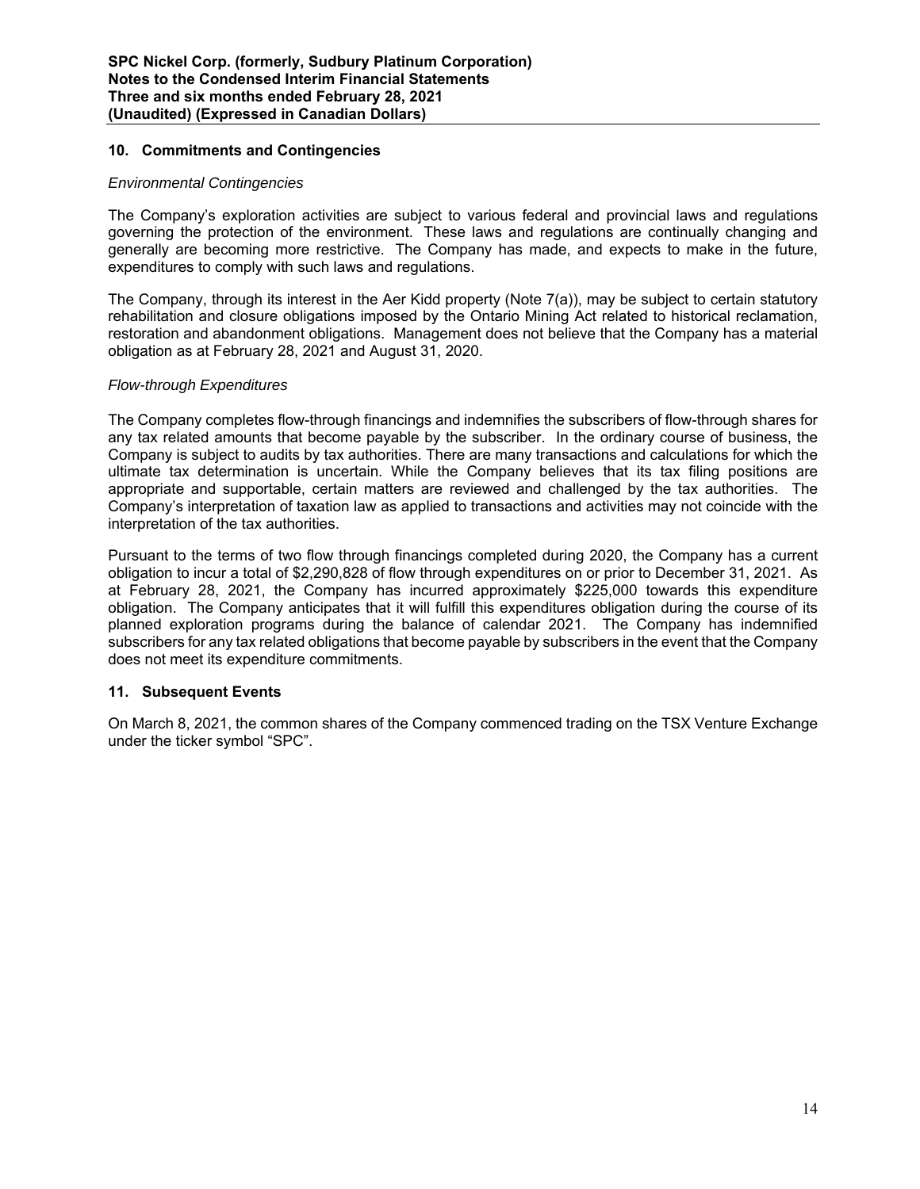## 10. Commitments and Contingencies

*Environmental Contingencies*

The Company's exploration activities are subject to various federal and provincial laws and regulations governing the protection of the environment. These laws and regulations are continually changing and generally are becoming more restrictive. The Company has made, and expects to make in the future, expenditures to comply with such laws and regulations.

The Company, through its interest in the Aer Kidd property (Note 7(a)), may be subject to certain statutory rehabilitation and closure obligations imposed by the Ontario Mining Act related to historical reclamation, restoration and abandonment obligations. Management does not believe that the Company has a material obligation as at February 28, 2021 and August 31, 2020.

*Flow-through Expenditures*

The Company completes flow-through financings and indemnifies the subscribers of flow-through shares for any tax related amounts that become payable by the subscriber. In the ordinary course of business, the Company is subject to audits by tax authorities. There are many transactions and calculations for which the ultimate tax determination is uncertain. While the Company believes that its tax filing positions are appropriate and supportable, certain matters are reviewed and challenged by the tax authorities. The Company's interpretation of taxation law as applied to transactions and activities may not coincide with the interpretation of the tax authorities.

Pursuant to the terms of two flow through financings completed during 2020, the Company has a current obligation to incur a total of $2,290,828 of flow through expenditures on or prior to December 31, 2021. As at February 28, 2021, the Company has incurred approximately $225,000 towards this expenditure obligation. The Company anticipates that it will fulfill this expenditures obligation during the course of its planned exploration programs during the balance of calendar 2021. The Company has indemnified subscribers for any tax related obligations that become payable by subscribers in the event that the Company does not meet its expenditure commitments.

## 11. Subsequent Events

On March 8, 2021, the common shares of the Company commenced trading on the TSX Venture Exchange under the ticker symbol "SPC".